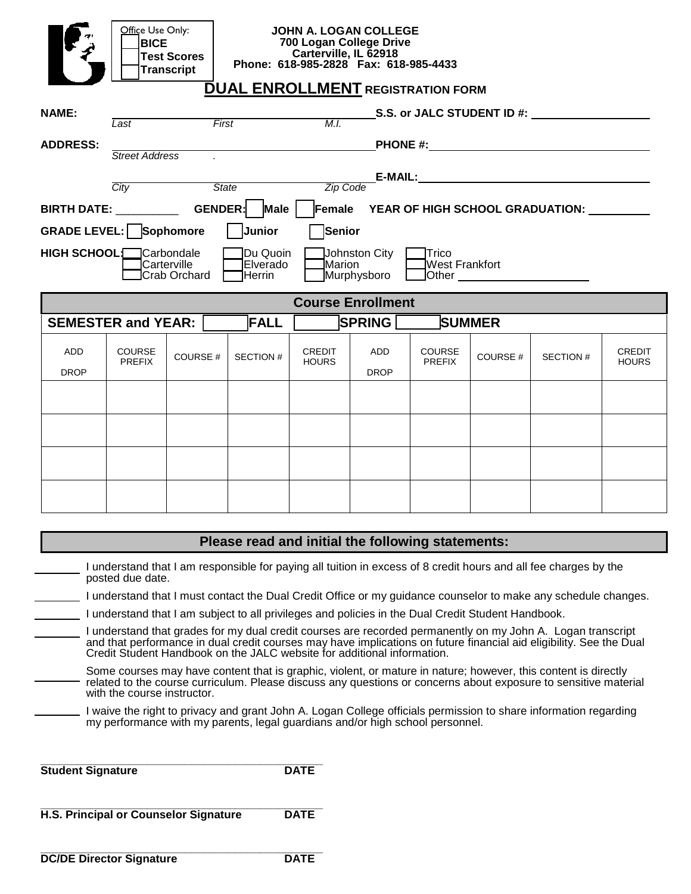Office Use Only:
- ☐ BICE
- ☐ Test Scores
- ☐ Transcript

**JOHN A. LOGAN COLLEGE**
**700 Logan College Drive**
**Carterville, IL 62918**
**Phone: 618-985-2828 Fax: 618-985-4433**

# DUAL ENROLLMENT REGISTRATION FORM

**NAME:** ______________________________ **S.S. or JALC STUDENT ID #:** ____________________
*Last* *First* *M.I.*

**ADDRESS:** ______________________________ **PHONE #:** ____________________
*Street Address* .

______________________________ **E-MAIL:** ____________________
*City* *State* *Zip Code*

**BIRTH DATE:** __________ **GENDER:** ☐ **Male** ☐ **Female** **YEAR OF HIGH SCHOOL GRADUATION:** __________

**GRADE LEVEL:** ☐ **Sophomore** ☐ **Junior** ☐ **Senior**

**HIGH SCHOOL:** ☐ Carbondale ☐ Carterville ☐ Crab Orchard ☐ Du Quoin ☐ Elverado ☐ Herrin ☐ Johnston City ☐ Marion ☐ Murphysboro ☐ Trico ☐ West Frankfort ☐ Other ____________________

## Course Enrollment

**SEMESTER and YEAR:** ______ **FALL** ______ **SPRING** ______ **SUMMER**

| ADD<br>DROP | COURSE PREFIX | COURSE # | SECTION # | CREDIT HOURS | ADD<br>DROP | COURSE PREFIX | COURSE # | SECTION # | CREDIT HOURS |
|---|---|---|---|---|---|---|---|---|---|
| | | | | | | | | | |
| | | | | | | | | | |
| | | | | | | | | | |
| | | | | | | | | | |

## Please read and initial the following statements:

_______ I understand that I am responsible for paying all tuition in excess of 8 credit hours and all fee charges by the posted due date.

_______ I understand that I must contact the Dual Credit Office or my guidance counselor to make any schedule changes.

_______ I understand that I am subject to all privileges and policies in the Dual Credit Student Handbook.

_______ I understand that grades for my dual credit courses are recorded permanently on my John A. Logan transcript and that performance in dual credit courses may have implications on future financial aid eligibility. See the Dual Credit Student Handbook on the JALC website for additional information.

_______ Some courses may have content that is graphic, violent, or mature in nature; however, this content is directly related to the course curriculum. Please discuss any questions or concerns about exposure to sensitive material with the course instructor.

_______ I waive the right to privacy and grant John A. Logan College officials permission to share information regarding my performance with my parents, legal guardians and/or high school personnel.

______________________________________
**Student Signature** **DATE**

______________________________________
**H.S. Principal or Counselor Signature** **DATE**

______________________________________
**DC/DE Director Signature** **DATE**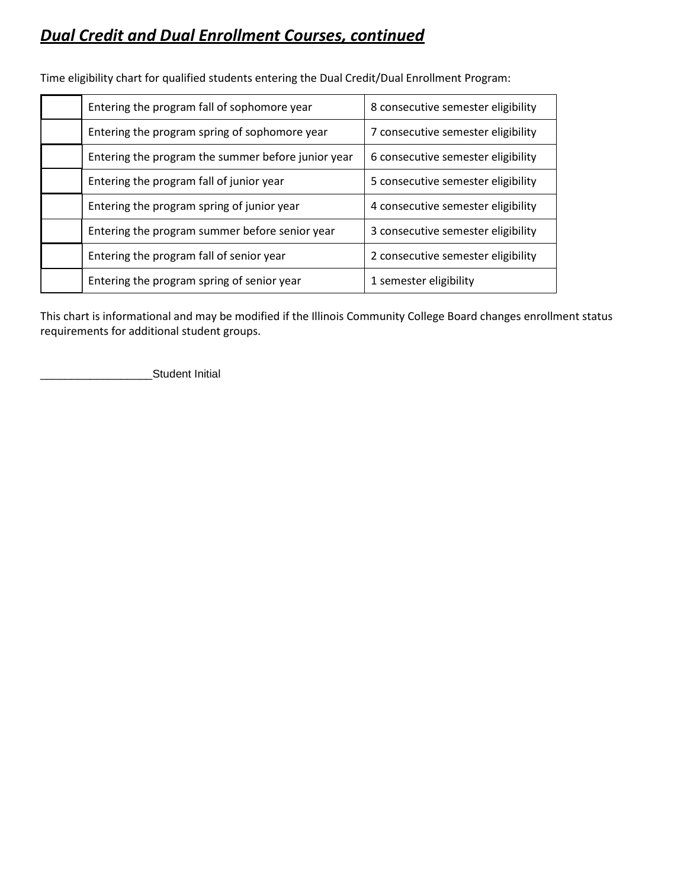## ***Dual Credit and Dual Enrollment Courses, continued***

Time eligibility chart for qualified students entering the Dual Credit/Dual Enrollment Program:

| | | |
|---|---|---|
| | Entering the program fall of sophomore year | 8 consecutive semester eligibility |
| | Entering the program spring of sophomore year | 7 consecutive semester eligibility |
| | Entering the program the summer before junior year | 6 consecutive semester eligibility |
| | Entering the program fall of junior year | 5 consecutive semester eligibility |
| | Entering the program spring of junior year | 4 consecutive semester eligibility |
| | Entering the program summer before senior year | 3 consecutive semester eligibility |
| | Entering the program fall of senior year | 2 consecutive semester eligibility |
| | Entering the program spring of senior year | 1 semester eligibility |

This chart is informational and may be modified if the Illinois Community College Board changes enrollment status requirements for additional student groups.

__________________Student Initial